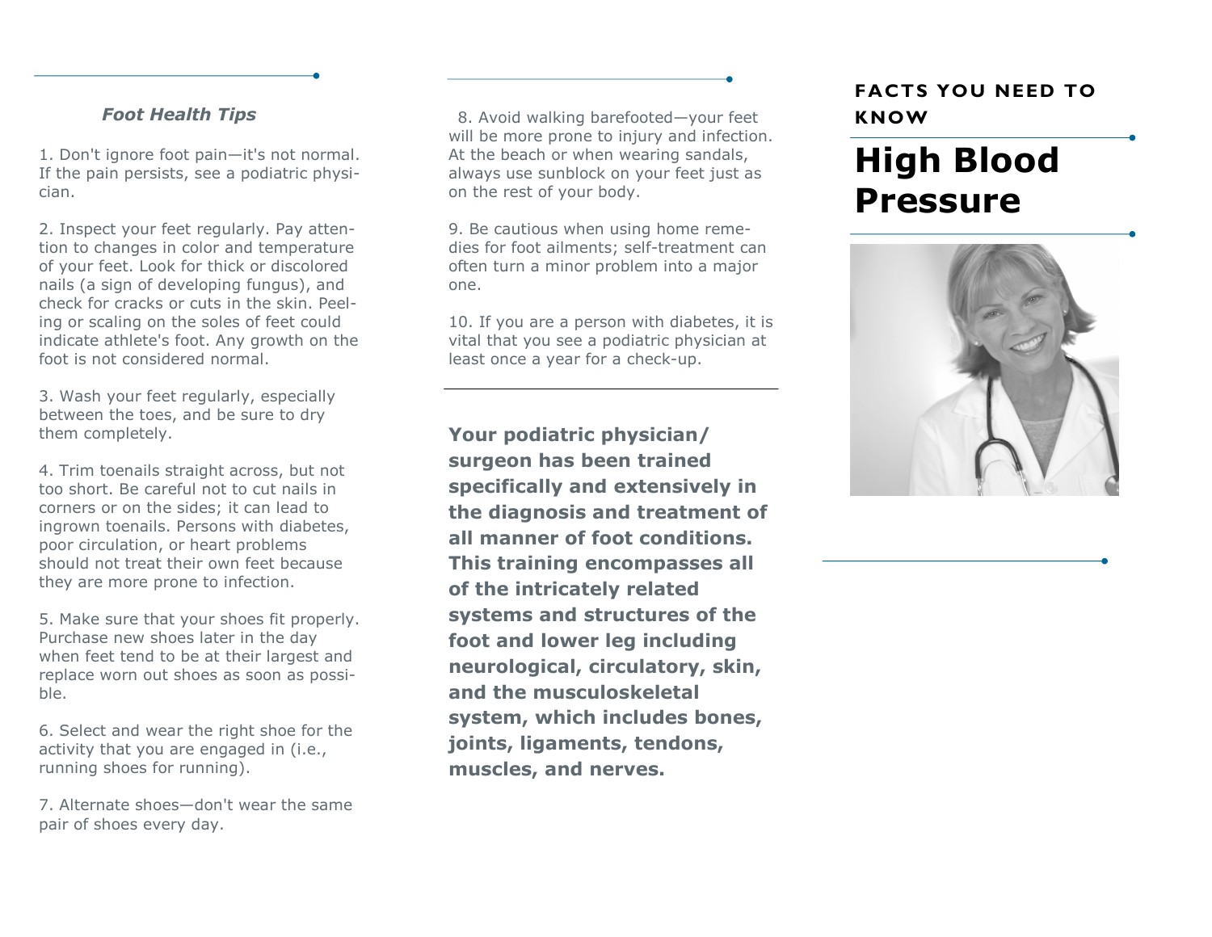### *Foot Health Tips*

1. Don't ignore foot pain—it's not normal. If the pain persists, see a podiatric physician.

2. Inspect your feet regularly. Pay attention to changes in color and temperature of your feet. Look for thick or discolored nails (a sign of developing fungus), and check for cracks or cuts in the skin. Peeling or scaling on the soles of feet could indicate athlete's foot. Any growth on the foot is not considered normal.

3. Wash your feet regularly, especially between the toes, and be sure to dry them completely.

4. Trim toenails straight across, but not too short. Be careful not to cut nails in corners or on the sides; it can lead to ingrown toenails. Persons with diabetes, poor circulation, or heart problems should not treat their own feet because they are more prone to infection.

5. Make sure that your shoes fit properly. Purchase new shoes later in the day when feet tend to be at their largest and replace worn out shoes as soon as possible.

6. Select and wear the right shoe for the activity that you are engaged in (i.e., running shoes for running).

7. Alternate shoes—don't wear the same pair of shoes every day.

8. Avoid walking barefooted—your feet will be more prone to injury and infection. At the beach or when wearing sandals, always use sunblock on your feet just as on the rest of your body.

9. Be cautious when using home remedies for foot ailments; self-treatment can often turn a minor problem into a major one.

10. If you are a person with diabetes, it is vital that you see a podiatric physician at least once a year for a check-up.

---

**Your podiatric physician/surgeon has been trained specifically and extensively in the diagnosis and treatment of all manner of foot conditions. This training encompasses all of the intricately related systems and structures of the foot and lower leg including neurological, circulatory, skin, and the musculoskeletal system, which includes bones, joints, ligaments, tendons, muscles, and nerves.**

**FACTS YOU NEED TO KNOW**

# High Blood Pressure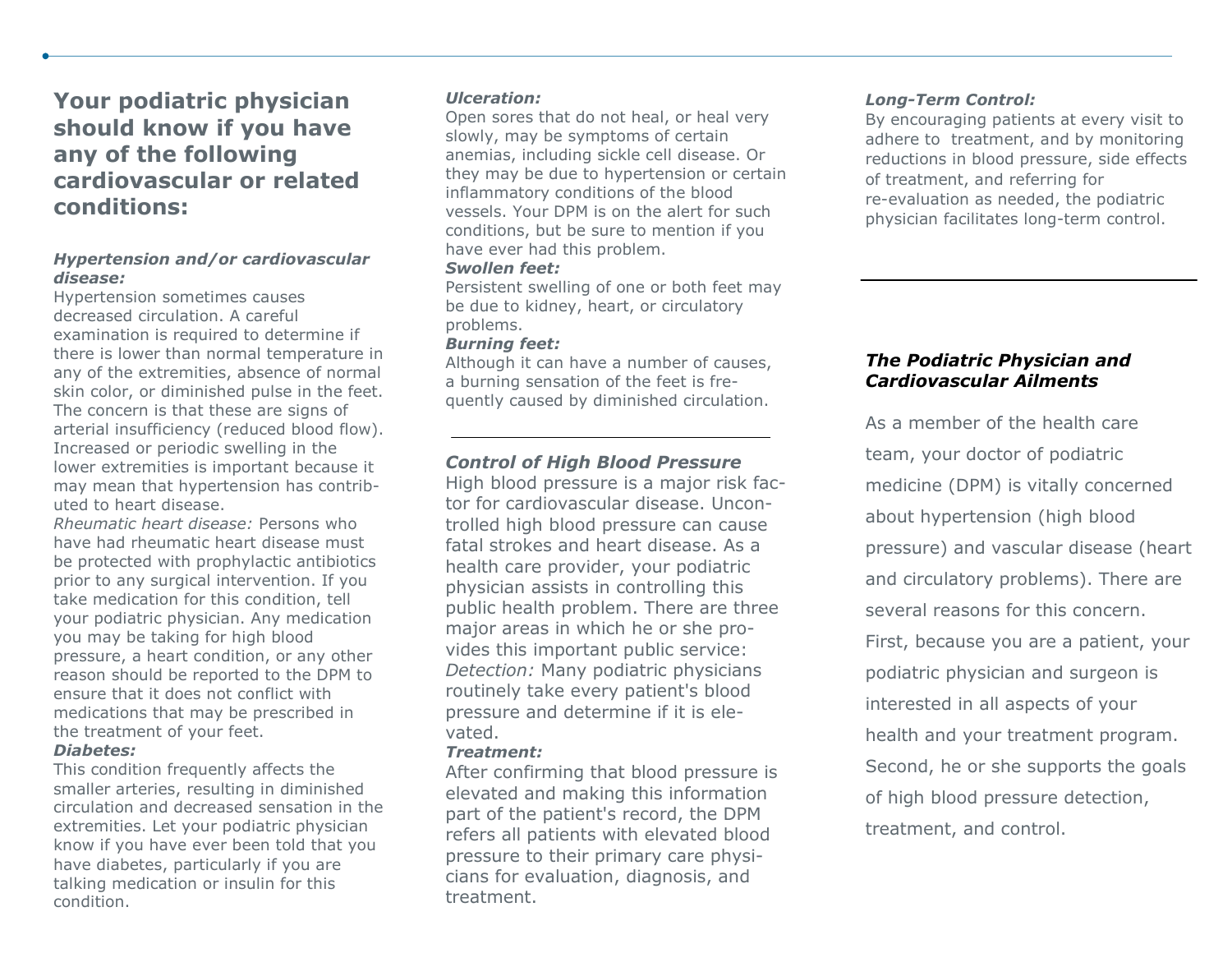## Your podiatric physician should know if you have any of the following cardiovascular or related conditions:

***Hypertension and/or cardiovascular disease:***
Hypertension sometimes causes decreased circulation. A careful examination is required to determine if there is lower than normal temperature in any of the extremities, absence of normal skin color, or diminished pulse in the feet. The concern is that these are signs of arterial insufficiency (reduced blood flow). Increased or periodic swelling in the lower extremities is important because it may mean that hypertension has contributed to heart disease.

*Rheumatic heart disease:* Persons who have had rheumatic heart disease must be protected with prophylactic antibiotics prior to any surgical intervention. If you take medication for this condition, tell your podiatric physician. Any medication you may be taking for high blood pressure, a heart condition, or any other reason should be reported to the DPM to ensure that it does not conflict with medications that may be prescribed in the treatment of your feet.

***Diabetes:***
This condition frequently affects the smaller arteries, resulting in diminished circulation and decreased sensation in the extremities. Let your podiatric physician know if you have ever been told that you have diabetes, particularly if you are talking medication or insulin for this condition.

***Ulceration:***
Open sores that do not heal, or heal very slowly, may be symptoms of certain anemias, including sickle cell disease. Or they may be due to hypertension or certain inflammatory conditions of the blood vessels. Your DPM is on the alert for such conditions, but be sure to mention if you have ever had this problem.

***Swollen feet:***
Persistent swelling of one or both feet may be due to kidney, heart, or circulatory problems.

***Burning feet:***
Although it can have a number of causes, a burning sensation of the feet is frequently caused by diminished circulation.

---

### *Control of High Blood Pressure*

High blood pressure is a major risk factor for cardiovascular disease. Uncontrolled high blood pressure can cause fatal strokes and heart disease. As a health care provider, your podiatric physician assists in controlling this public health problem. There are three major areas in which he or she provides this important public service:

*Detection:* Many podiatric physicians routinely take every patient's blood pressure and determine if it is elevated.

***Treatment:***
After confirming that blood pressure is elevated and making this information part of the patient's record, the DPM refers all patients with elevated blood pressure to their primary care physicians for evaluation, diagnosis, and treatment.

***Long-Term Control:***
By encouraging patients at every visit to adhere to treatment, and by monitoring reductions in blood pressure, side effects of treatment, and referring for re-evaluation as needed, the podiatric physician facilitates long-term control.

---

### *The Podiatric Physician and Cardiovascular Ailments*

As a member of the health care team, your doctor of podiatric medicine (DPM) is vitally concerned about hypertension (high blood pressure) and vascular disease (heart and circulatory problems). There are several reasons for this concern. First, because you are a patient, your podiatric physician and surgeon is interested in all aspects of your health and your treatment program. Second, he or she supports the goals of high blood pressure detection, treatment, and control.